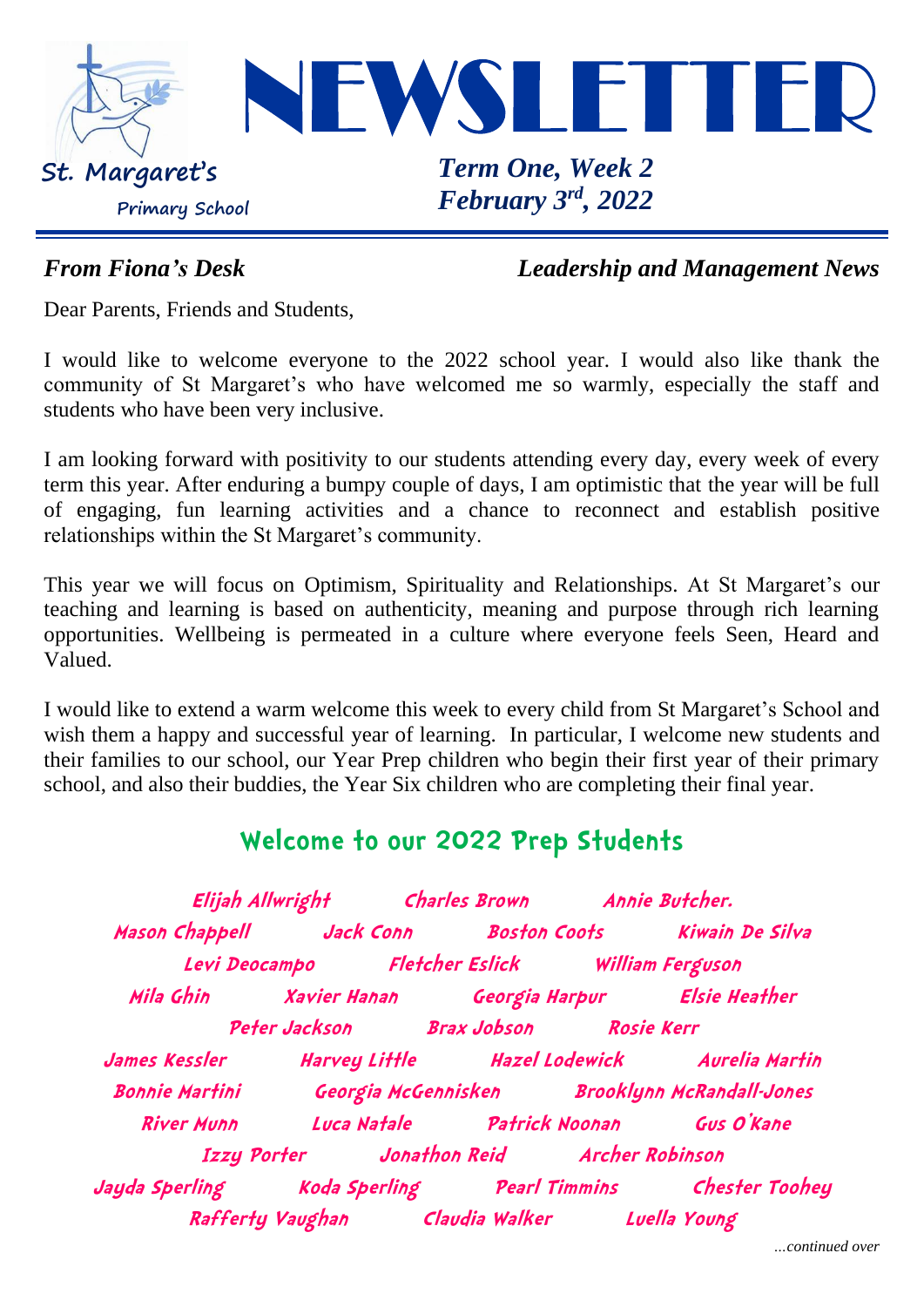# NEWSLETTER

**St. Margaret's**
**Primary School**

***Term One, Week 2***
***February 3rd, 2022***

***From Fiona's Desk*** ***Leadership and Management News***

Dear Parents, Friends and Students,

I would like to welcome everyone to the 2022 school year. I would also like thank the community of St Margaret's who have welcomed me so warmly, especially the staff and students who have been very inclusive.

I am looking forward with positivity to our students attending every day, every week of every term this year. After enduring a bumpy couple of days, I am optimistic that the year will be full of engaging, fun learning activities and a chance to reconnect and establish positive relationships within the St Margaret's community.

This year we will focus on Optimism, Spirituality and Relationships. At St Margaret's our teaching and learning is based on authenticity, meaning and purpose through rich learning opportunities. Wellbeing is permeated in a culture where everyone feels Seen, Heard and Valued.

I would like to extend a warm welcome this week to every child from St Margaret's School and wish them a happy and successful year of learning. In particular, I welcome new students and their families to our school, our Year Prep children who begin their first year of their primary school, and also their buddies, the Year Six children who are completing their final year.

## Welcome to our 2022 Prep Students

Elijah Allwright Charles Brown Annie Butcher.
Mason Chappell Jack Conn Boston Coots Kiwain De Silva
Levi Deocampo Fletcher Eslick William Ferguson
Mila Ghin Xavier Hanan Georgia Harpur Elsie Heather
Peter Jackson Brax Jobson Rosie Kerr
James Kessler Harvey Little Hazel Lodewick Aurelia Martin
Bonnie Martini Georgia McGennisken Brooklynn McRandall-Jones
River Munn Luca Natale Patrick Noonan Gus O'Kane
Izzy Porter Jonathon Reid Archer Robinson
Jayda Sperling Koda Sperling Pearl Timmins Chester Toohey
Rafferty Vaughan Claudia Walker Luella Young

*...continued over*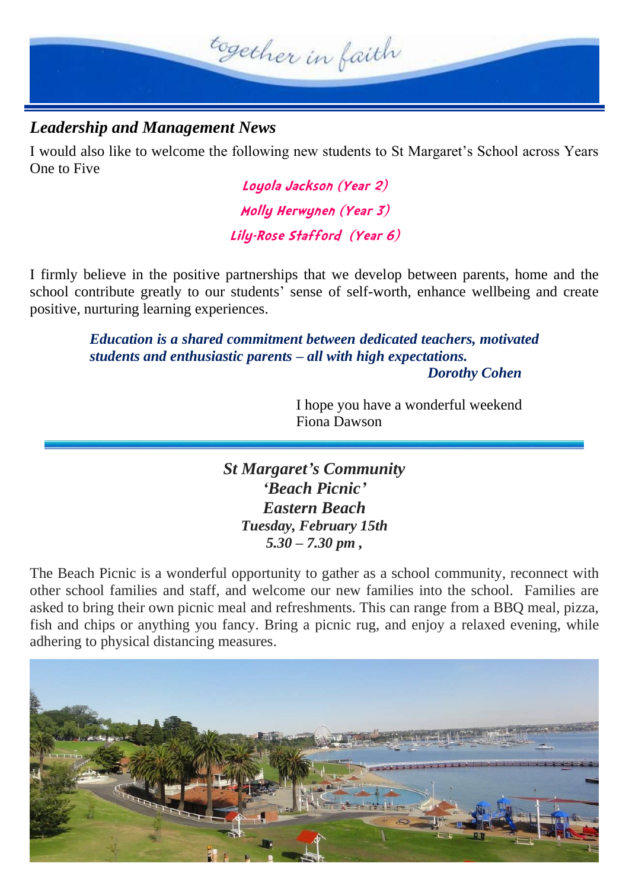*together in faith*

### *Leadership and Management News*

I would also like to welcome the following new students to St Margaret's School across Years One to Five

Loyola Jackson (Year 2)

Molly Herwynen (Year 3)

Lily-Rose Stafford (Year 6)

I firmly believe in the positive partnerships that we develop between parents, home and the school contribute greatly to our students' sense of self-worth, enhance wellbeing and create positive, nurturing learning experiences.

> ***Education is a shared commitment between dedicated teachers, motivated students and enthusiastic parents – all with high expectations.***
>
> ***Dorothy Cohen***

I hope you have a wonderful weekend
Fiona Dawson

---

***St Margaret's Community***
***'Beach Picnic'***
***Eastern Beach***
***Tuesday, February 15th***
***5.30 – 7.30 pm ,***

The Beach Picnic is a wonderful opportunity to gather as a school community, reconnect with other school families and staff, and welcome our new families into the school. Families are asked to bring their own picnic meal and refreshments. This can range from a BBQ meal, pizza, fish and chips or anything you fancy. Bring a picnic rug, and enjoy a relaxed evening, while adhering to physical distancing measures.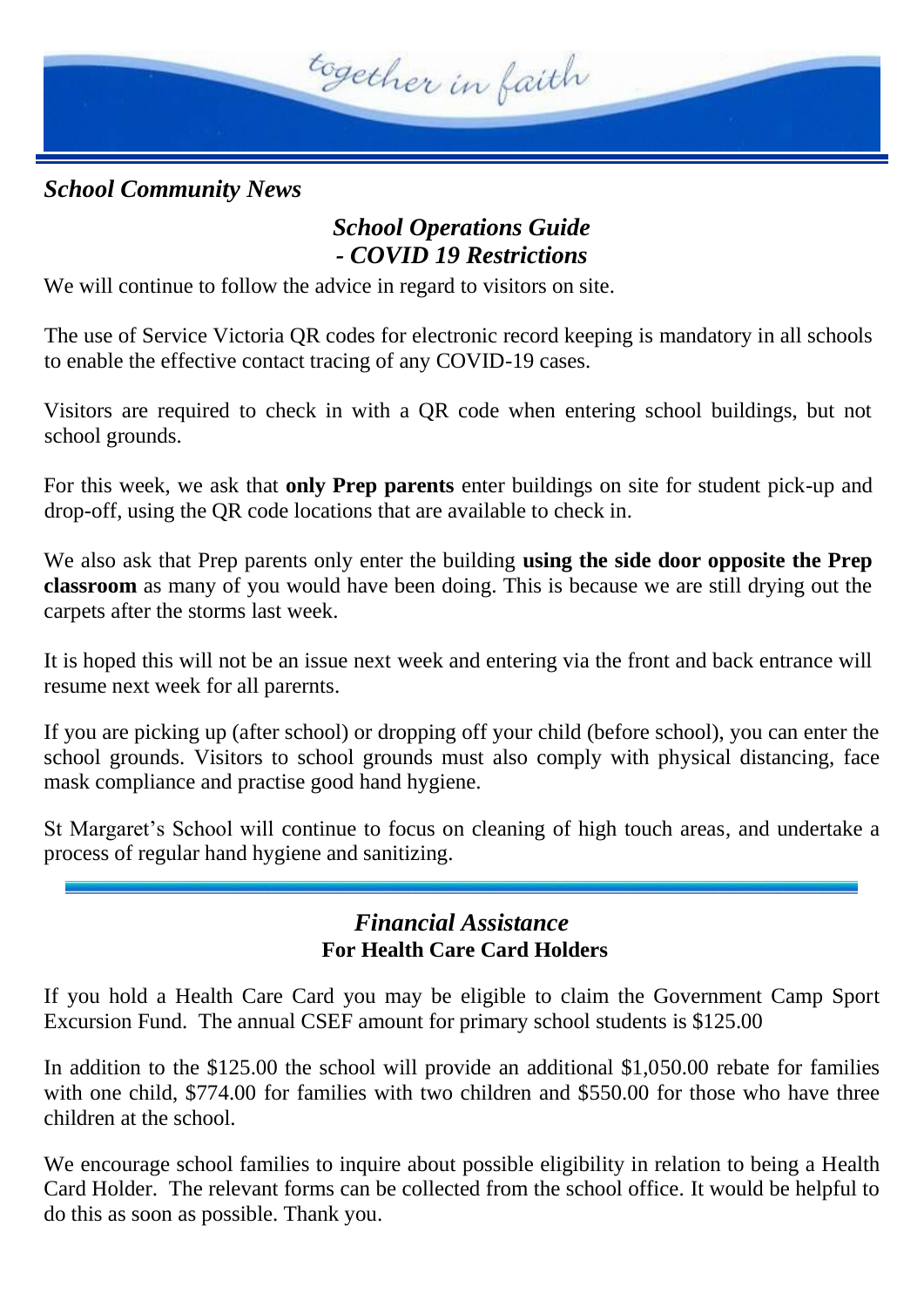*School Community News*

## *School Operations Guide - COVID 19 Restrictions*

We will continue to follow the advice in regard to visitors on site.

The use of Service Victoria QR codes for electronic record keeping is mandatory in all schools to enable the effective contact tracing of any COVID-19 cases.

Visitors are required to check in with a QR code when entering school buildings, but not school grounds.

For this week, we ask that **only Prep parents** enter buildings on site for student pick-up and drop-off, using the QR code locations that are available to check in.

We also ask that Prep parents only enter the building **using the side door opposite the Prep classroom** as many of you would have been doing. This is because we are still drying out the carpets after the storms last week.

It is hoped this will not be an issue next week and entering via the front and back entrance will resume next week for all parernts.

If you are picking up (after school) or dropping off your child (before school), you can enter the school grounds. Visitors to school grounds must also comply with physical distancing, face mask compliance and practise good hand hygiene.

St Margaret's School will continue to focus on cleaning of high touch areas, and undertake a process of regular hand hygiene and sanitizing.

---

## *Financial Assistance*

**For Health Care Card Holders**

If you hold a Health Care Card you may be eligible to claim the Government Camp Sport Excursion Fund. The annual CSEF amount for primary school students is $125.00

In addition to the $125.00 the school will provide an additional $1,050.00 rebate for families with one child, $774.00 for families with two children and $550.00 for those who have three children at the school.

We encourage school families to inquire about possible eligibility in relation to being a Health Card Holder. The relevant forms can be collected from the school office. It would be helpful to do this as soon as possible. Thank you.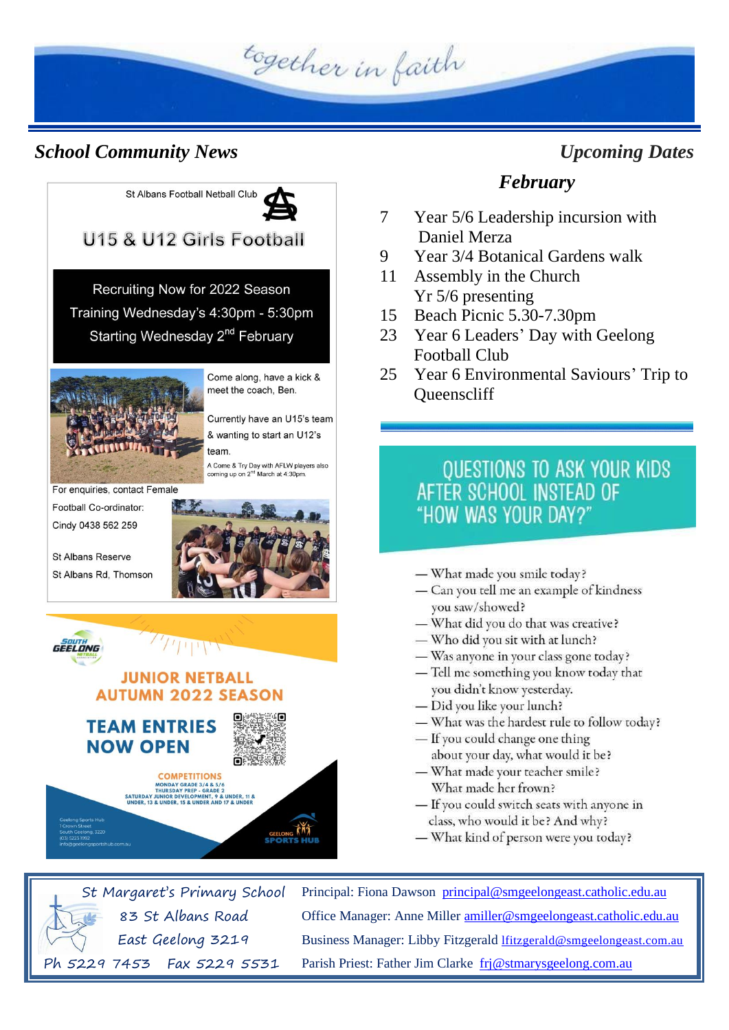*together in faith*

## *School Community News*

St Albans Football Netball Club

### U15 & U12 Girls Football

Recruiting Now for 2022 Season
Training Wednesday's 4:30pm - 5:30pm
Starting Wednesday 2nd February

Come along, have a kick & meet the coach, Ben.

Currently have an U15's team & wanting to start an U12's team.

A Come & Try Day with AFLW players also coming up on 2nd March at 4:30pm.

For enquiries, contact Female Football Co-ordinator: Cindy 0438 562 259

St Albans Reserve
St Albans Rd, Thomson

South Geelong Netball

### JUNIOR NETBALL AUTUMN 2022 SEASON

### TEAM ENTRIES NOW OPEN

COMPETITIONS
MONDAY GRADE 3/4 & 5/6
THURSDAY PREP - GRADE 2
SATURDAY JUNIOR DEVELOPMENT, 9 & UNDER, 11 & UNDER, 13 & UNDER, 15 & UNDER AND 17 & UNDER

Geelong Sports Hub
1 Crown Street
South Geelong, 3220
(03) 5223 1992
info@geelongsportshub.com.au

GEELONG SPORTS HUB

## *Upcoming Dates*

### *February*

- 7 Year 5/6 Leadership incursion with Daniel Merza
- 9 Year 3/4 Botanical Gardens walk
- 11 Assembly in the Church Yr 5/6 presenting
- 15 Beach Picnic 5.30-7.30pm
- 23 Year 6 Leaders' Day with Geelong Football Club
- 25 Year 6 Environmental Saviours' Trip to Queenscliff

### QUESTIONS TO ASK YOUR KIDS AFTER SCHOOL INSTEAD OF "HOW WAS YOUR DAY?"

- What made you smile today?
- Can you tell me an example of kindness you saw/showed?
- What did you do that was creative?
- Who did you sit with at lunch?
- Was anyone in your class gone today?
- Tell me something you know today that you didn't know yesterday.
- Did you like your lunch?
- What was the hardest rule to follow today?
- If you could change one thing about your day, what would it be?
- What made your teacher smile? What made her frown?
- If you could switch seats with anyone in class, who would it be? And why?
- What kind of person were you today?

St Margaret's Primary School
83 St Albans Road
East Geelong 3219
Ph 5229 7453 Fax 5229 5531

Principal: Fiona Dawson principal@smgeelongeast.catholic.edu.au
Office Manager: Anne Miller amiller@smgeelongeast.catholic.edu.au
Business Manager: Libby Fitzgerald lfitzgerald@smgeelongeast.com.au
Parish Priest: Father Jim Clarke frj@stmarysgeelong.com.au